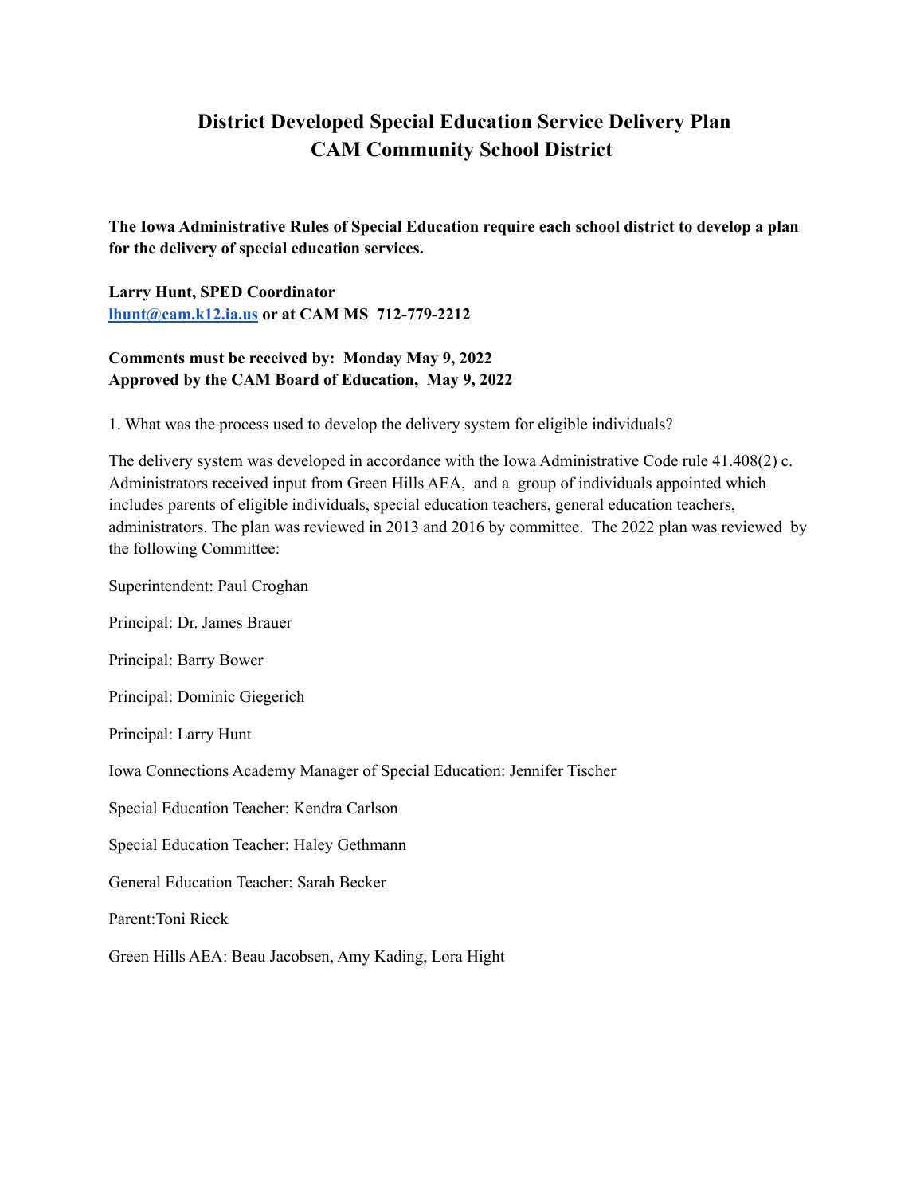# District Developed Special Education Service Delivery Plan
# CAM Community School District

**The Iowa Administrative Rules of Special Education require each school district to develop a plan for the delivery of special education services.**

**Larry Hunt, SPED Coordinator**
**[lhunt@cam.k12.ia.us](mailto:lhunt@cam.k12.ia.us) or at CAM MS 712-779-2212**

**Comments must be received by: Monday May 9, 2022**
**Approved by the CAM Board of Education, May 9, 2022**

1. What was the process used to develop the delivery system for eligible individuals?

The delivery system was developed in accordance with the Iowa Administrative Code rule 41.408(2) c. Administrators received input from Green Hills AEA, and a group of individuals appointed which includes parents of eligible individuals, special education teachers, general education teachers, administrators. The plan was reviewed in 2013 and 2016 by committee. The 2022 plan was reviewed by the following Committee:

Superintendent: Paul Croghan

Principal: Dr. James Brauer

Principal: Barry Bower

Principal: Dominic Giegerich

Principal: Larry Hunt

Iowa Connections Academy Manager of Special Education: Jennifer Tischer

Special Education Teacher: Kendra Carlson

Special Education Teacher: Haley Gethmann

General Education Teacher: Sarah Becker

Parent:Toni Rieck

Green Hills AEA: Beau Jacobsen, Amy Kading, Lora Hight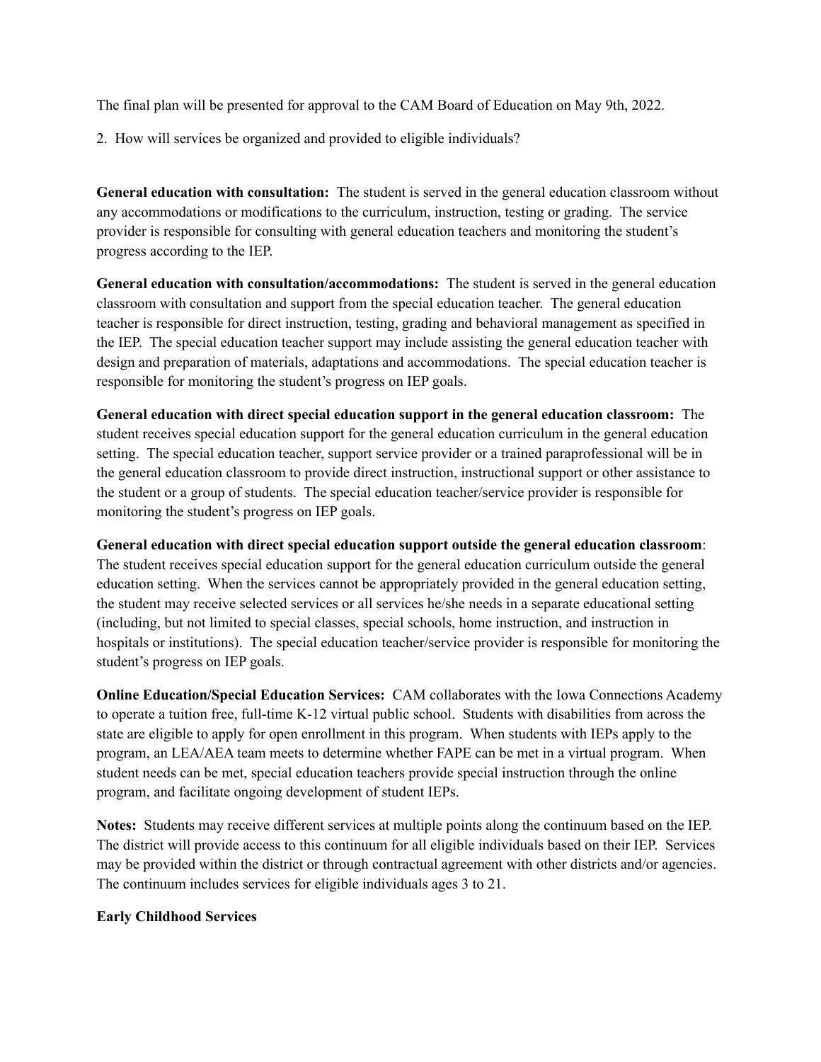The final plan will be presented for approval to the CAM Board of Education on May 9th, 2022.

2. How will services be organized and provided to eligible individuals?

**General education with consultation:** The student is served in the general education classroom without any accommodations or modifications to the curriculum, instruction, testing or grading. The service provider is responsible for consulting with general education teachers and monitoring the student's progress according to the IEP.

**General education with consultation/accommodations:** The student is served in the general education classroom with consultation and support from the special education teacher. The general education teacher is responsible for direct instruction, testing, grading and behavioral management as specified in the IEP. The special education teacher support may include assisting the general education teacher with design and preparation of materials, adaptations and accommodations. The special education teacher is responsible for monitoring the student's progress on IEP goals.

**General education with direct special education support in the general education classroom:** The student receives special education support for the general education curriculum in the general education setting. The special education teacher, support service provider or a trained paraprofessional will be in the general education classroom to provide direct instruction, instructional support or other assistance to the student or a group of students. The special education teacher/service provider is responsible for monitoring the student's progress on IEP goals.

**General education with direct special education support outside the general education classroom**: The student receives special education support for the general education curriculum outside the general education setting. When the services cannot be appropriately provided in the general education setting, the student may receive selected services or all services he/she needs in a separate educational setting (including, but not limited to special classes, special schools, home instruction, and instruction in hospitals or institutions). The special education teacher/service provider is responsible for monitoring the student's progress on IEP goals.

**Online Education/Special Education Services:** CAM collaborates with the Iowa Connections Academy to operate a tuition free, full-time K-12 virtual public school. Students with disabilities from across the state are eligible to apply for open enrollment in this program. When students with IEPs apply to the program, an LEA/AEA team meets to determine whether FAPE can be met in a virtual program. When student needs can be met, special education teachers provide special instruction through the online program, and facilitate ongoing development of student IEPs.

**Notes:** Students may receive different services at multiple points along the continuum based on the IEP. The district will provide access to this continuum for all eligible individuals based on their IEP. Services may be provided within the district or through contractual agreement with other districts and/or agencies. The continuum includes services for eligible individuals ages 3 to 21.

**Early Childhood Services**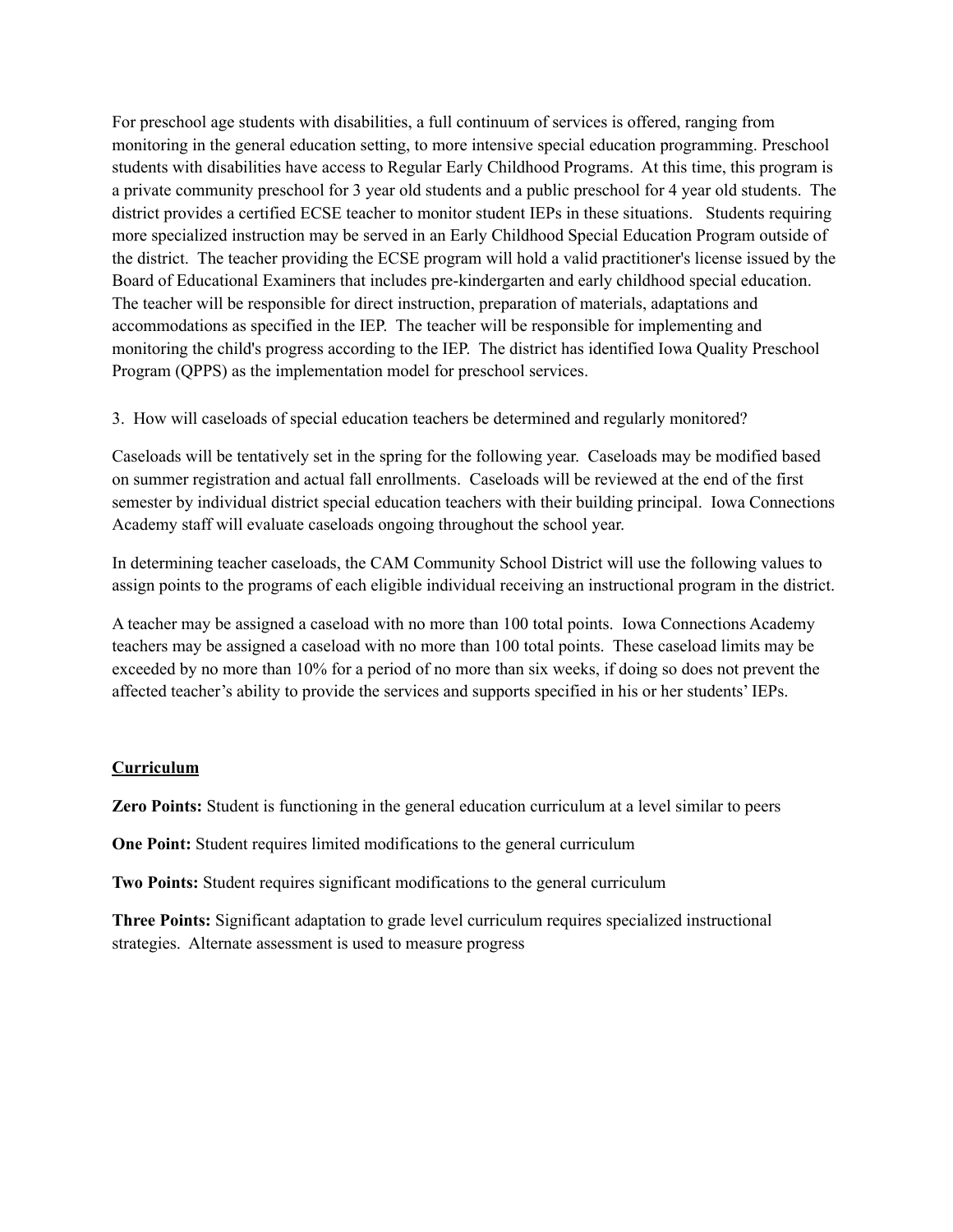For preschool age students with disabilities, a full continuum of services is offered, ranging from monitoring in the general education setting, to more intensive special education programming. Preschool students with disabilities have access to Regular Early Childhood Programs. At this time, this program is a private community preschool for 3 year old students and a public preschool for 4 year old students. The district provides a certified ECSE teacher to monitor student IEPs in these situations. Students requiring more specialized instruction may be served in an Early Childhood Special Education Program outside of the district. The teacher providing the ECSE program will hold a valid practitioner's license issued by the Board of Educational Examiners that includes pre-kindergarten and early childhood special education. The teacher will be responsible for direct instruction, preparation of materials, adaptations and accommodations as specified in the IEP. The teacher will be responsible for implementing and monitoring the child's progress according to the IEP. The district has identified Iowa Quality Preschool Program (QPPS) as the implementation model for preschool services.

3. How will caseloads of special education teachers be determined and regularly monitored?

Caseloads will be tentatively set in the spring for the following year. Caseloads may be modified based on summer registration and actual fall enrollments. Caseloads will be reviewed at the end of the first semester by individual district special education teachers with their building principal. Iowa Connections Academy staff will evaluate caseloads ongoing throughout the school year.

In determining teacher caseloads, the CAM Community School District will use the following values to assign points to the programs of each eligible individual receiving an instructional program in the district.

A teacher may be assigned a caseload with no more than 100 total points. Iowa Connections Academy teachers may be assigned a caseload with no more than 100 total points. These caseload limits may be exceeded by no more than 10% for a period of no more than six weeks, if doing so does not prevent the affected teacher's ability to provide the services and supports specified in his or her students' IEPs.

**Curriculum**

**Zero Points:** Student is functioning in the general education curriculum at a level similar to peers

**One Point:** Student requires limited modifications to the general curriculum

**Two Points:** Student requires significant modifications to the general curriculum

**Three Points:** Significant adaptation to grade level curriculum requires specialized instructional strategies. Alternate assessment is used to measure progress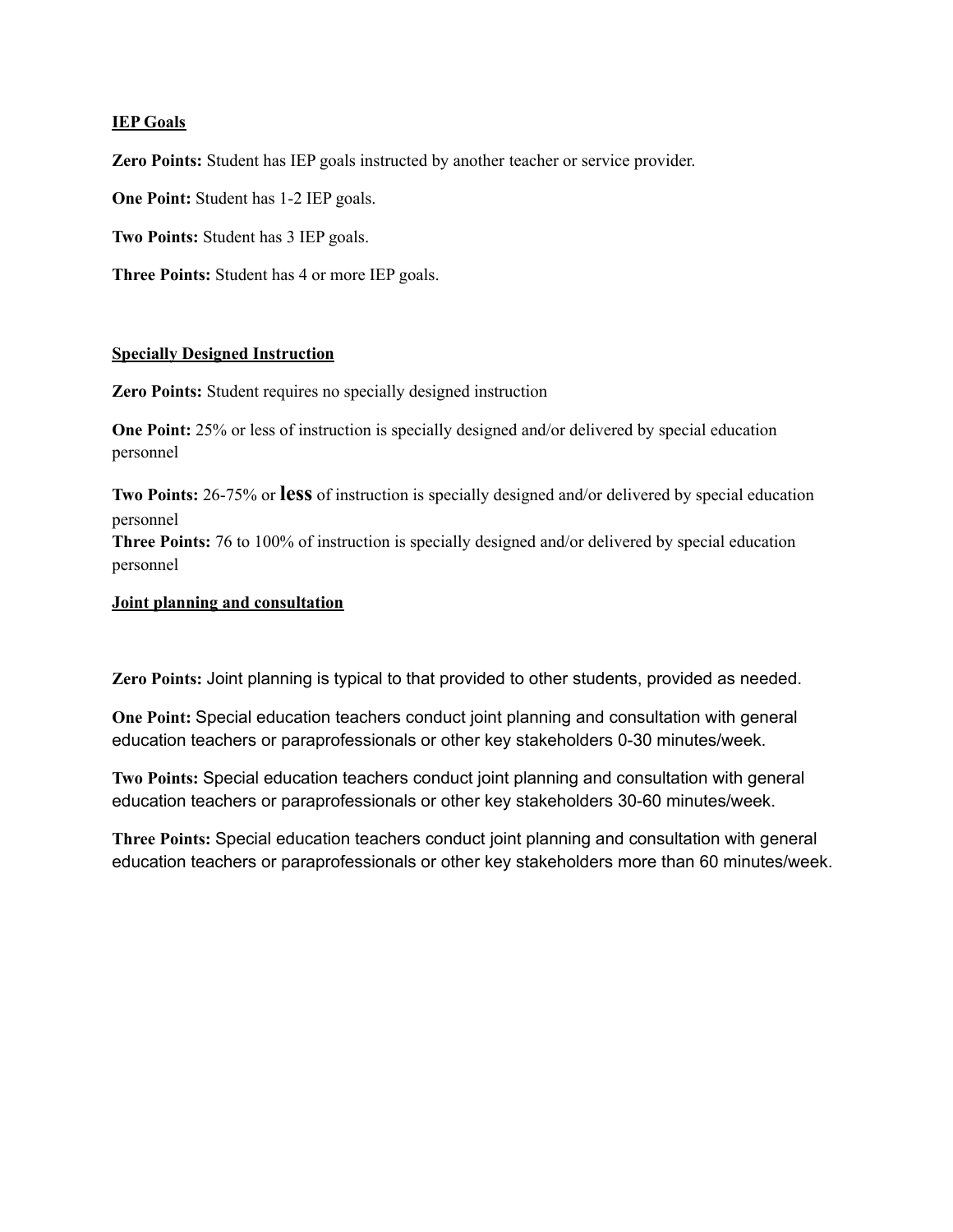**IEP Goals**

**Zero Points:** Student has IEP goals instructed by another teacher or service provider.

**One Point:** Student has 1-2 IEP goals.

**Two Points:** Student has 3 IEP goals.

**Three Points:** Student has 4 or more IEP goals.

**Specially Designed Instruction**

**Zero Points:** Student requires no specially designed instruction

**One Point:** 25% or less of instruction is specially designed and/or delivered by special education personnel

**Two Points:** 26-75% or **less** of instruction is specially designed and/or delivered by special education personnel

**Three Points:** 76 to 100% of instruction is specially designed and/or delivered by special education personnel

**Joint planning and consultation**

**Zero Points:** Joint planning is typical to that provided to other students, provided as needed.

**One Point:** Special education teachers conduct joint planning and consultation with general education teachers or paraprofessionals or other key stakeholders 0-30 minutes/week.

**Two Points:** Special education teachers conduct joint planning and consultation with general education teachers or paraprofessionals or other key stakeholders 30-60 minutes/week.

**Three Points:** Special education teachers conduct joint planning and consultation with general education teachers or paraprofessionals or other key stakeholders more than 60 minutes/week.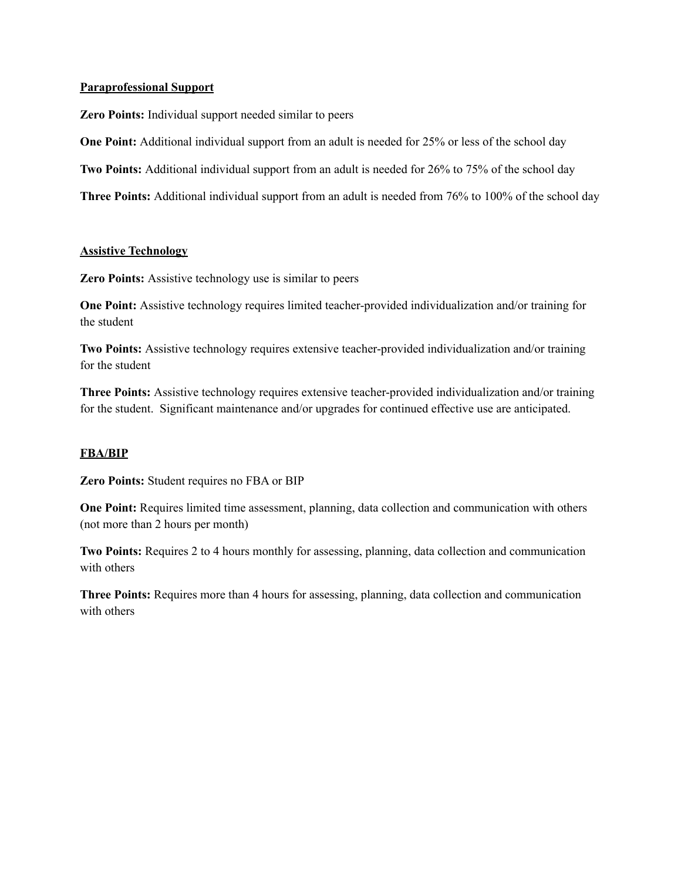**Paraprofessional Support**

**Zero Points:** Individual support needed similar to peers

**One Point:** Additional individual support from an adult is needed for 25% or less of the school day

**Two Points:** Additional individual support from an adult is needed for 26% to 75% of the school day

**Three Points:** Additional individual support from an adult is needed from 76% to 100% of the school day

**Assistive Technology**

**Zero Points:** Assistive technology use is similar to peers

**One Point:** Assistive technology requires limited teacher-provided individualization and/or training for the student

**Two Points:** Assistive technology requires extensive teacher-provided individualization and/or training for the student

**Three Points:** Assistive technology requires extensive teacher-provided individualization and/or training for the student. Significant maintenance and/or upgrades for continued effective use are anticipated.

**FBA/BIP**

**Zero Points:** Student requires no FBA or BIP

**One Point:** Requires limited time assessment, planning, data collection and communication with others (not more than 2 hours per month)

**Two Points:** Requires 2 to 4 hours monthly for assessing, planning, data collection and communication with others

**Three Points:** Requires more than 4 hours for assessing, planning, data collection and communication with others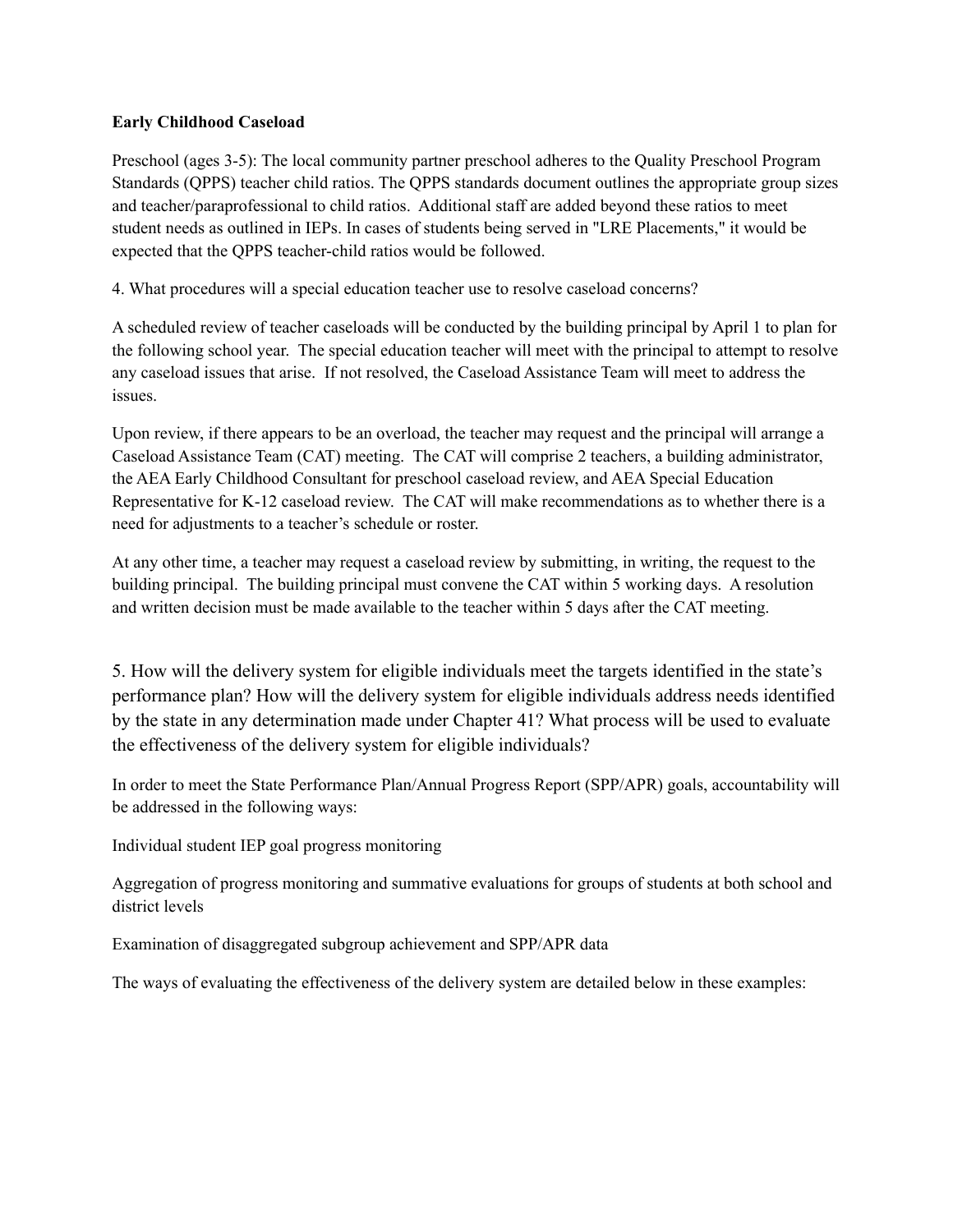**Early Childhood Caseload**

Preschool (ages 3-5): The local community partner preschool adheres to the Quality Preschool Program Standards (QPPS) teacher child ratios. The QPPS standards document outlines the appropriate group sizes and teacher/paraprofessional to child ratios. Additional staff are added beyond these ratios to meet student needs as outlined in IEPs. In cases of students being served in "LRE Placements," it would be expected that the QPPS teacher-child ratios would be followed.

4. What procedures will a special education teacher use to resolve caseload concerns?

A scheduled review of teacher caseloads will be conducted by the building principal by April 1 to plan for the following school year. The special education teacher will meet with the principal to attempt to resolve any caseload issues that arise. If not resolved, the Caseload Assistance Team will meet to address the issues.

Upon review, if there appears to be an overload, the teacher may request and the principal will arrange a Caseload Assistance Team (CAT) meeting. The CAT will comprise 2 teachers, a building administrator, the AEA Early Childhood Consultant for preschool caseload review, and AEA Special Education Representative for K-12 caseload review. The CAT will make recommendations as to whether there is a need for adjustments to a teacher's schedule or roster.

At any other time, a teacher may request a caseload review by submitting, in writing, the request to the building principal. The building principal must convene the CAT within 5 working days. A resolution and written decision must be made available to the teacher within 5 days after the CAT meeting.

5. How will the delivery system for eligible individuals meet the targets identified in the state's performance plan? How will the delivery system for eligible individuals address needs identified by the state in any determination made under Chapter 41? What process will be used to evaluate the effectiveness of the delivery system for eligible individuals?

In order to meet the State Performance Plan/Annual Progress Report (SPP/APR) goals, accountability will be addressed in the following ways:

Individual student IEP goal progress monitoring

Aggregation of progress monitoring and summative evaluations for groups of students at both school and district levels

Examination of disaggregated subgroup achievement and SPP/APR data

The ways of evaluating the effectiveness of the delivery system are detailed below in these examples: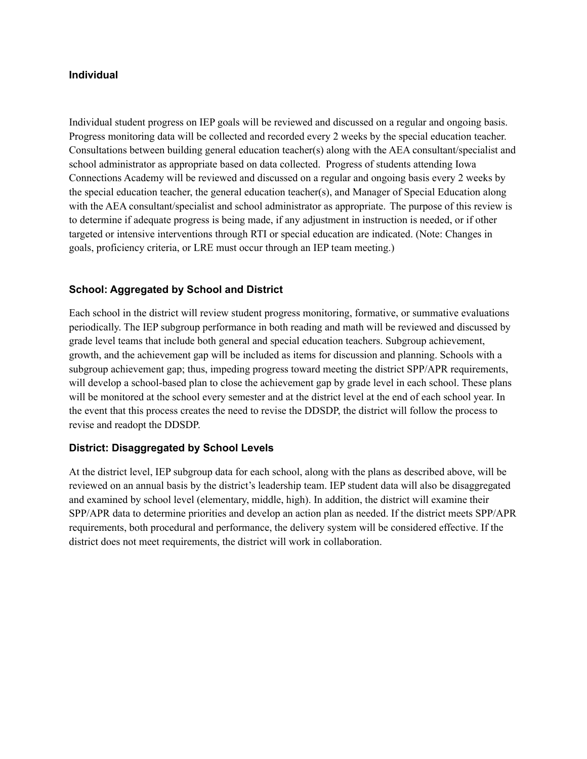### Individual

Individual student progress on IEP goals will be reviewed and discussed on a regular and ongoing basis. Progress monitoring data will be collected and recorded every 2 weeks by the special education teacher. Consultations between building general education teacher(s) along with the AEA consultant/specialist and school administrator as appropriate based on data collected. Progress of students attending Iowa Connections Academy will be reviewed and discussed on a regular and ongoing basis every 2 weeks by the special education teacher, the general education teacher(s), and Manager of Special Education along with the AEA consultant/specialist and school administrator as appropriate. The purpose of this review is to determine if adequate progress is being made, if any adjustment in instruction is needed, or if other targeted or intensive interventions through RTI or special education are indicated. (Note: Changes in goals, proficiency criteria, or LRE must occur through an IEP team meeting.)

### School: Aggregated by School and District

Each school in the district will review student progress monitoring, formative, or summative evaluations periodically. The IEP subgroup performance in both reading and math will be reviewed and discussed by grade level teams that include both general and special education teachers. Subgroup achievement, growth, and the achievement gap will be included as items for discussion and planning. Schools with a subgroup achievement gap; thus, impeding progress toward meeting the district SPP/APR requirements, will develop a school-based plan to close the achievement gap by grade level in each school. These plans will be monitored at the school every semester and at the district level at the end of each school year. In the event that this process creates the need to revise the DDSDP, the district will follow the process to revise and readopt the DDSDP.

### District: Disaggregated by School Levels

At the district level, IEP subgroup data for each school, along with the plans as described above, will be reviewed on an annual basis by the district's leadership team. IEP student data will also be disaggregated and examined by school level (elementary, middle, high). In addition, the district will examine their SPP/APR data to determine priorities and develop an action plan as needed. If the district meets SPP/APR requirements, both procedural and performance, the delivery system will be considered effective. If the district does not meet requirements, the district will work in collaboration.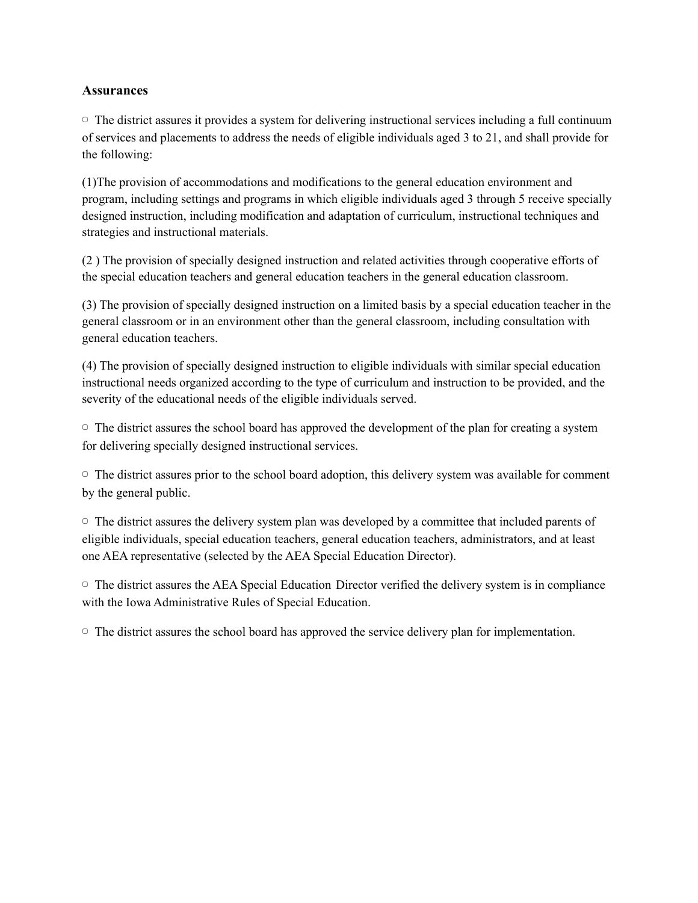**Assurances**

▢ The district assures it provides a system for delivering instructional services including a full continuum of services and placements to address the needs of eligible individuals aged 3 to 21, and shall provide for the following:

(1)The provision of accommodations and modifications to the general education environment and program, including settings and programs in which eligible individuals aged 3 through 5 receive specially designed instruction, including modification and adaptation of curriculum, instructional techniques and strategies and instructional materials.

(2 ) The provision of specially designed instruction and related activities through cooperative efforts of the special education teachers and general education teachers in the general education classroom.

(3) The provision of specially designed instruction on a limited basis by a special education teacher in the general classroom or in an environment other than the general classroom, including consultation with general education teachers.

(4) The provision of specially designed instruction to eligible individuals with similar special education instructional needs organized according to the type of curriculum and instruction to be provided, and the severity of the educational needs of the eligible individuals served.

▢ The district assures the school board has approved the development of the plan for creating a system for delivering specially designed instructional services.

▢ The district assures prior to the school board adoption, this delivery system was available for comment by the general public.

▢ The district assures the delivery system plan was developed by a committee that included parents of eligible individuals, special education teachers, general education teachers, administrators, and at least one AEA representative (selected by the AEA Special Education Director).

▢ The district assures the AEA Special Education Director verified the delivery system is in compliance with the Iowa Administrative Rules of Special Education.

▢ The district assures the school board has approved the service delivery plan for implementation.